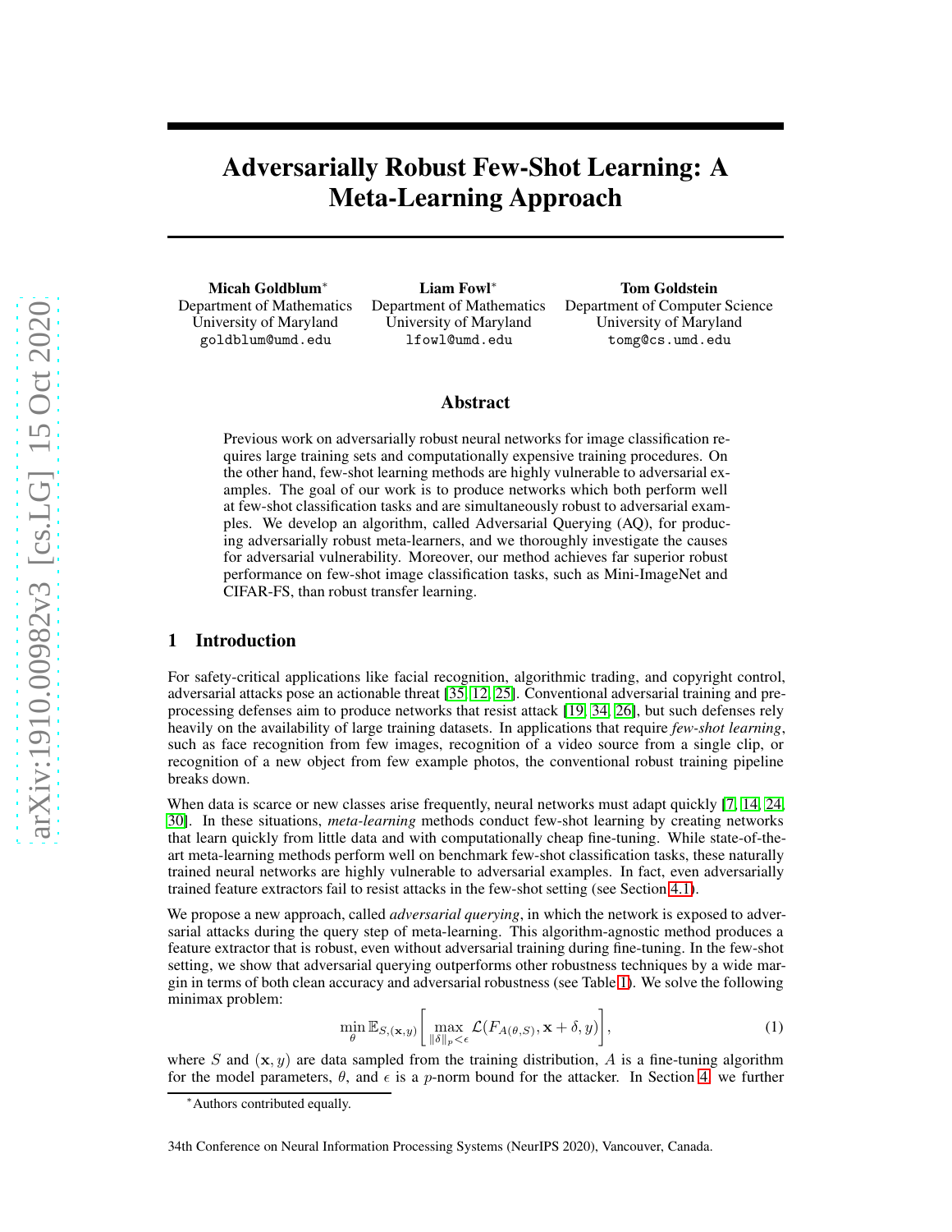# Adversarially Robust Few-Shot Learning: A Meta-Learning Approach

**Micah Goldblum***
Department of Mathematics
University of Maryland
goldblum@umd.edu

**Liam Fowl***
Department of Mathematics
University of Maryland
lfowl@umd.edu

**Tom Goldstein**
Department of Computer Science
University of Maryland
tomg@cs.umd.edu

## Abstract

Previous work on adversarially robust neural networks for image classification requires large training sets and computationally expensive training procedures. On the other hand, few-shot learning methods are highly vulnerable to adversarial examples. The goal of our work is to produce networks which both perform well at few-shot classification tasks and are simultaneously robust to adversarial examples. We develop an algorithm, called Adversarial Querying (AQ), for producing adversarially robust meta-learners, and we thoroughly investigate the causes for adversarial vulnerability. Moreover, our method achieves far superior robust performance on few-shot image classification tasks, such as Mini-ImageNet and CIFAR-FS, than robust transfer learning.

## 1 Introduction

For safety-critical applications like facial recognition, algorithmic trading, and copyright control, adversarial attacks pose an actionable threat [35, 12, 25]. Conventional adversarial training and pre-processing defenses aim to produce networks that resist attack [19, 34, 26], but such defenses rely heavily on the availability of large training datasets. In applications that require *few-shot learning*, such as face recognition from few images, recognition of a video source from a single clip, or recognition of a new object from few example photos, the conventional robust training pipeline breaks down.

When data is scarce or new classes arise frequently, neural networks must adapt quickly [7, 14, 24, 30]. In these situations, *meta-learning* methods conduct few-shot learning by creating networks that learn quickly from little data and with computationally cheap fine-tuning. While state-of-the-art meta-learning methods perform well on benchmark few-shot classification tasks, these naturally trained neural networks are highly vulnerable to adversarial examples. In fact, even adversarially trained feature extractors fail to resist attacks in the few-shot setting (see Section 4.1).

We propose a new approach, called *adversarial querying*, in which the network is exposed to adversarial attacks during the query step of meta-learning. This algorithm-agnostic method produces a feature extractor that is robust, even without adversarial training during fine-tuning. In the few-shot setting, we show that adversarial querying outperforms other robustness techniques by a wide margin in terms of both clean accuracy and adversarial robustness (see Table 1). We solve the following minimax problem:

$$\min_{\theta} \mathbb{E}_{S,(\mathbf{x},y)}\left[\max_{\|\delta\|_p<\epsilon} \mathcal{L}(F_{A(\theta,S)}, \mathbf{x}+\delta, y)\right], \tag{1}$$

where $S$ and $(\mathbf{x}, y)$ are data sampled from the training distribution, $A$ is a fine-tuning algorithm for the model parameters, $\theta$, and $\epsilon$ is a $p$-norm bound for the attacker. In Section 4, we further

*Authors contributed equally.

34th Conference on Neural Information Processing Systems (NeurIPS 2020), Vancouver, Canada.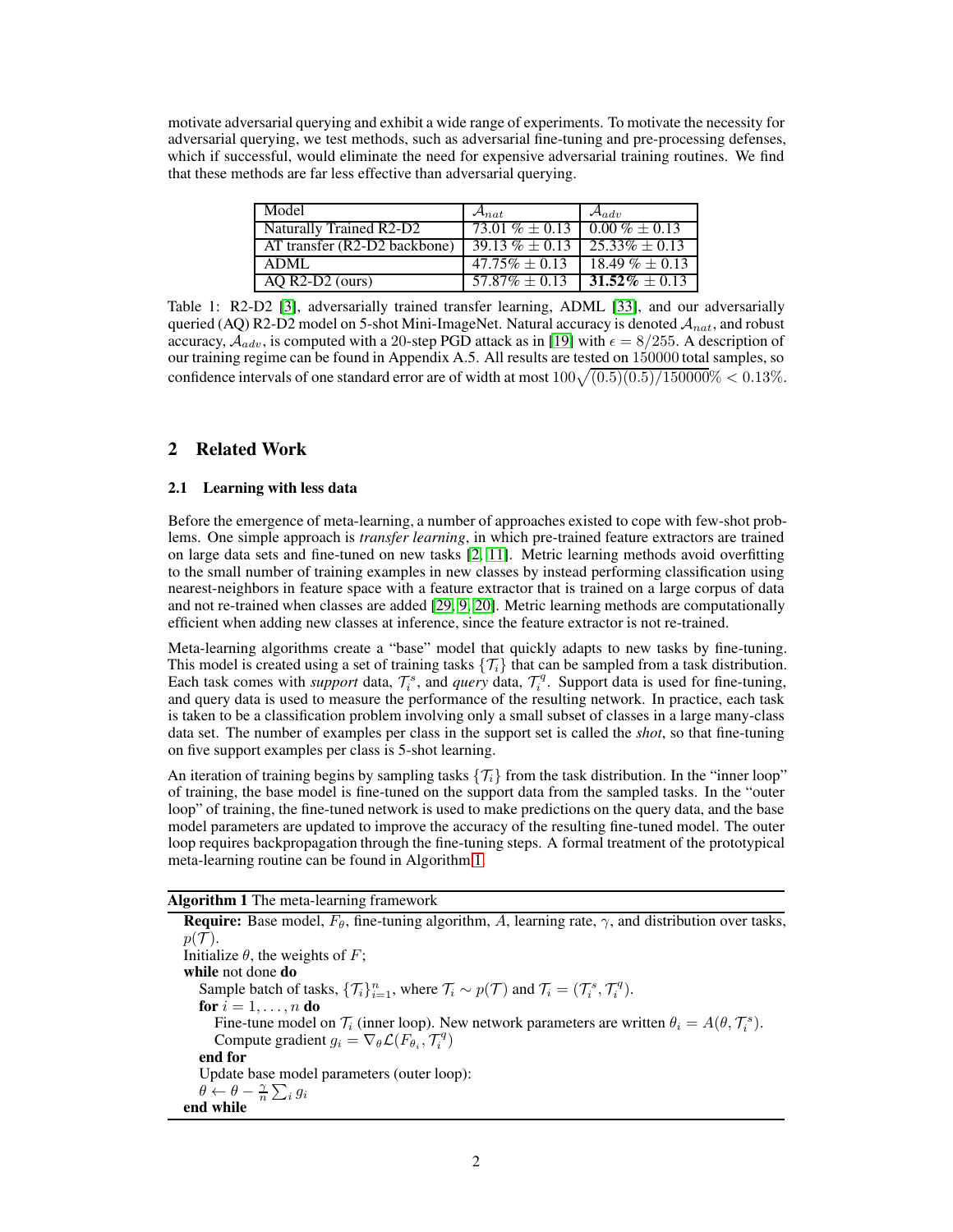motivate adversarial querying and exhibit a wide range of experiments. To motivate the necessity for adversarial querying, we test methods, such as adversarial fine-tuning and pre-processing defenses, which if successful, would eliminate the need for expensive adversarial training routines. We find that these methods are far less effective than adversarial querying.

| Model | $\mathcal{A}_{nat}$ | $\mathcal{A}_{adv}$ |
| --- | --- | --- |
| Naturally Trained R2-D2 | 73.01 % $\pm$ 0.13 | 0.00 % $\pm$ 0.13 |
| AT transfer (R2-D2 backbone) | 39.13 % $\pm$ 0.13 | 25.33% $\pm$ 0.13 |
| ADML | 47.75% $\pm$ 0.13 | 18.49 % $\pm$ 0.13 |
| AQ R2-D2 (ours) | 57.87% $\pm$ 0.13 | **31.52%** $\pm$ 0.13 |

Table 1: R2-D2 [3], adversarially trained transfer learning, ADML [33], and our adversarially queried (AQ) R2-D2 model on 5-shot Mini-ImageNet. Natural accuracy is denoted $\mathcal{A}_{nat}$, and robust accuracy, $\mathcal{A}_{adv}$, is computed with a 20-step PGD attack as in [19] with $\epsilon = 8/255$. A description of our training regime can be found in Appendix A.5. All results are tested on 150000 total samples, so confidence intervals of one standard error are of width at most $100\sqrt{(0.5)(0.5)/150000}\% < 0.13\%$.

## 2 Related Work

### 2.1 Learning with less data

Before the emergence of meta-learning, a number of approaches existed to cope with few-shot problems. One simple approach is *transfer learning*, in which pre-trained feature extractors are trained on large data sets and fine-tuned on new tasks [2, 11]. Metric learning methods avoid overfitting to the small number of training examples in new classes by instead performing classification using nearest-neighbors in feature space with a feature extractor that is trained on a large corpus of data and not re-trained when classes are added [29, 9, 20]. Metric learning methods are computationally efficient when adding new classes at inference, since the feature extractor is not re-trained.

Meta-learning algorithms create a "base" model that quickly adapts to new tasks by fine-tuning. This model is created using a set of training tasks $\{\mathcal{T}_i\}$ that can be sampled from a task distribution. Each task comes with *support* data, $\mathcal{T}_i^s$, and *query* data, $\mathcal{T}_i^q$. Support data is used for fine-tuning, and query data is used to measure the performance of the resulting network. In practice, each task is taken to be a classification problem involving only a small subset of classes in a large many-class data set. The number of examples per class in the support set is called the *shot*, so that fine-tuning on five support examples per class is 5-shot learning.

An iteration of training begins by sampling tasks $\{\mathcal{T}_i\}$ from the task distribution. In the "inner loop" of training, the base model is fine-tuned on the support data from the sampled tasks. In the "outer loop" of training, the fine-tuned network is used to make predictions on the query data, and the base model parameters are updated to improve the accuracy of the resulting fine-tuned model. The outer loop requires backpropagation through the fine-tuning steps. A formal treatment of the prototypical meta-learning routine can be found in Algorithm 1.

**Algorithm 1** The meta-learning framework

**Require:** Base model, $F_\theta$, fine-tuning algorithm, $A$, learning rate, $\gamma$, and distribution over tasks, $p(\mathcal{T})$.
Initialize $\theta$, the weights of $F$;
**while** not done **do**
  Sample batch of tasks, $\{\mathcal{T}_i\}_{i=1}^n$, where $\mathcal{T}_i \sim p(\mathcal{T})$ and $\mathcal{T}_i = (\mathcal{T}_i^s, \mathcal{T}_i^q)$.
  **for** $i = 1, \ldots, n$ **do**
    Fine-tune model on $\mathcal{T}_i$ (inner loop). New network parameters are written $\theta_i = A(\theta, \mathcal{T}_i^s)$.
    Compute gradient $g_i = \nabla_\theta \mathcal{L}(F_{\theta_i}, \mathcal{T}_i^q)$
  **end for**
  Update base model parameters (outer loop):
  $\theta \leftarrow \theta - \frac{\gamma}{n} \sum_i g_i$
**end while**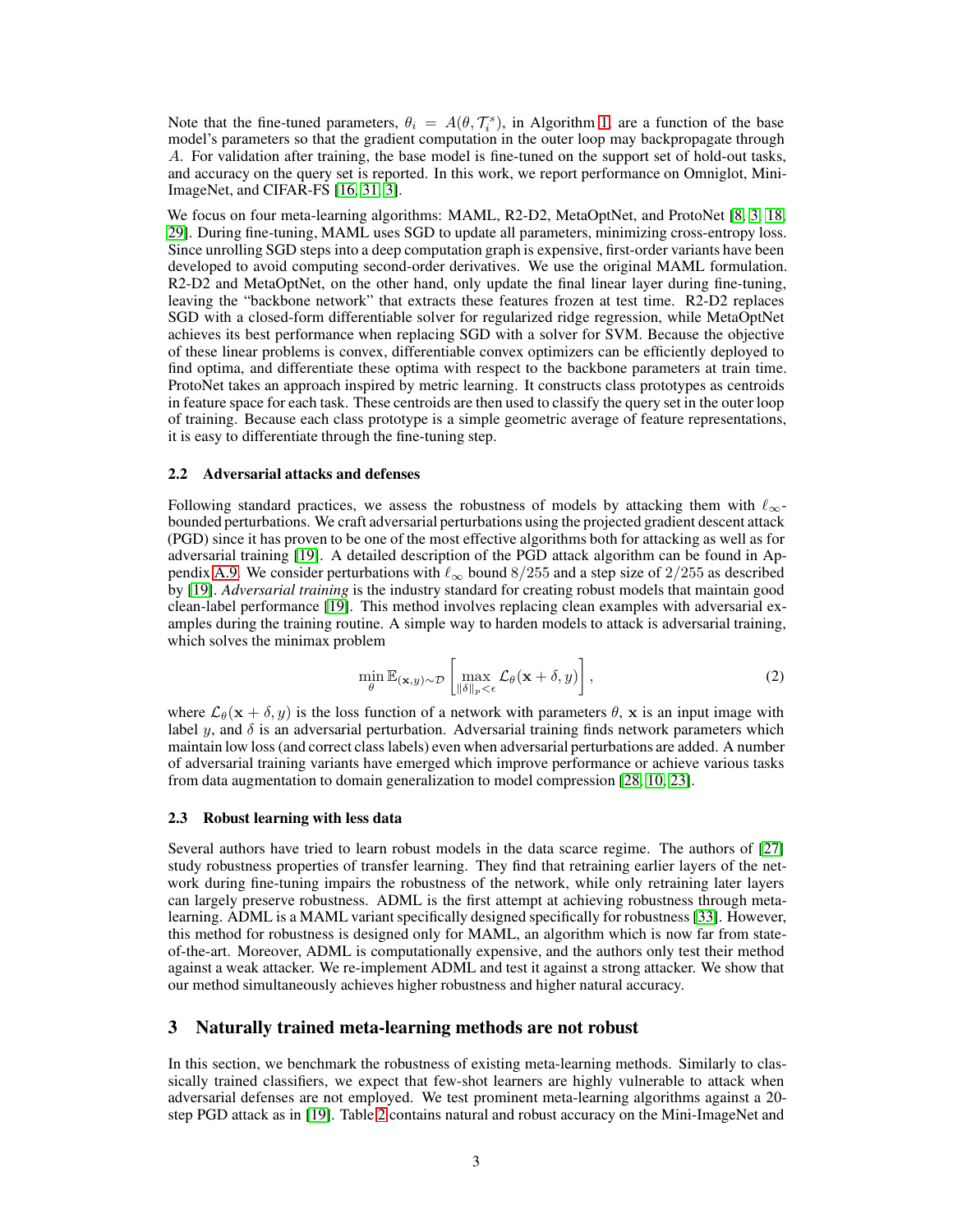Note that the fine-tuned parameters, $\theta_i = A(\theta, \mathcal{T}_i^s)$, in Algorithm 1, are a function of the base model's parameters so that the gradient computation in the outer loop may backpropagate through $A$. For validation after training, the base model is fine-tuned on the support set of hold-out tasks, and accuracy on the query set is reported. In this work, we report performance on Omniglot, Mini-ImageNet, and CIFAR-FS [16, 31, 3].

We focus on four meta-learning algorithms: MAML, R2-D2, MetaOptNet, and ProtoNet [8, 3, 18, 29]. During fine-tuning, MAML uses SGD to update all parameters, minimizing cross-entropy loss. Since unrolling SGD steps into a deep computation graph is expensive, first-order variants have been developed to avoid computing second-order derivatives. We use the original MAML formulation. R2-D2 and MetaOptNet, on the other hand, only update the final linear layer during fine-tuning, leaving the "backbone network" that extracts these features frozen at test time. R2-D2 replaces SGD with a closed-form differentiable solver for regularized ridge regression, while MetaOptNet achieves its best performance when replacing SGD with a solver for SVM. Because the objective of these linear problems is convex, differentiable convex optimizers can be efficiently deployed to find optima, and differentiate these optima with respect to the backbone parameters at train time. ProtoNet takes an approach inspired by metric learning. It constructs class prototypes as centroids in feature space for each task. These centroids are then used to classify the query set in the outer loop of training. Because each class prototype is a simple geometric average of feature representations, it is easy to differentiate through the fine-tuning step.

### 2.2 Adversarial attacks and defenses

Following standard practices, we assess the robustness of models by attacking them with $\ell_\infty$-bounded perturbations. We craft adversarial perturbations using the projected gradient descent attack (PGD) since it has proven to be one of the most effective algorithms both for attacking as well as for adversarial training [19]. A detailed description of the PGD attack algorithm can be found in Appendix A.9. We consider perturbations with $\ell_\infty$ bound $8/255$ and a step size of $2/255$ as described by [19]. *Adversarial training* is the industry standard for creating robust models that maintain good clean-label performance [19]. This method involves replacing clean examples with adversarial examples during the training routine. A simple way to harden models to attack is adversarial training, which solves the minimax problem

$$\min_{\theta} \mathbb{E}_{(\mathbf{x},y)\sim\mathcal{D}} \left[ \max_{\|\delta\|_p<\epsilon} \mathcal{L}_\theta(\mathbf{x}+\delta, y) \right], \tag{2}$$

where $\mathcal{L}_\theta(\mathbf{x}+\delta, y)$ is the loss function of a network with parameters $\theta$, $\mathbf{x}$ is an input image with label $y$, and $\delta$ is an adversarial perturbation. Adversarial training finds network parameters which maintain low loss (and correct class labels) even when adversarial perturbations are added. A number of adversarial training variants have emerged which improve performance or achieve various tasks from data augmentation to domain generalization to model compression [28, 10, 23].

### 2.3 Robust learning with less data

Several authors have tried to learn robust models in the data scarce regime. The authors of [27] study robustness properties of transfer learning. They find that retraining earlier layers of the network during fine-tuning impairs the robustness of the network, while only retraining later layers can largely preserve robustness. ADML is the first attempt at achieving robustness through meta-learning. ADML is a MAML variant specifically designed specifically for robustness [33]. However, this method for robustness is designed only for MAML, an algorithm which is now far from state-of-the-art. Moreover, ADML is computationally expensive, and the authors only test their method against a weak attacker. We re-implement ADML and test it against a strong attacker. We show that our method simultaneously achieves higher robustness and higher natural accuracy.

## 3 Naturally trained meta-learning methods are not robust

In this section, we benchmark the robustness of existing meta-learning methods. Similarly to classically trained classifiers, we expect that few-shot learners are highly vulnerable to attack when adversarial defenses are not employed. We test prominent meta-learning algorithms against a 20-step PGD attack as in [19]. Table 2 contains natural and robust accuracy on the Mini-ImageNet and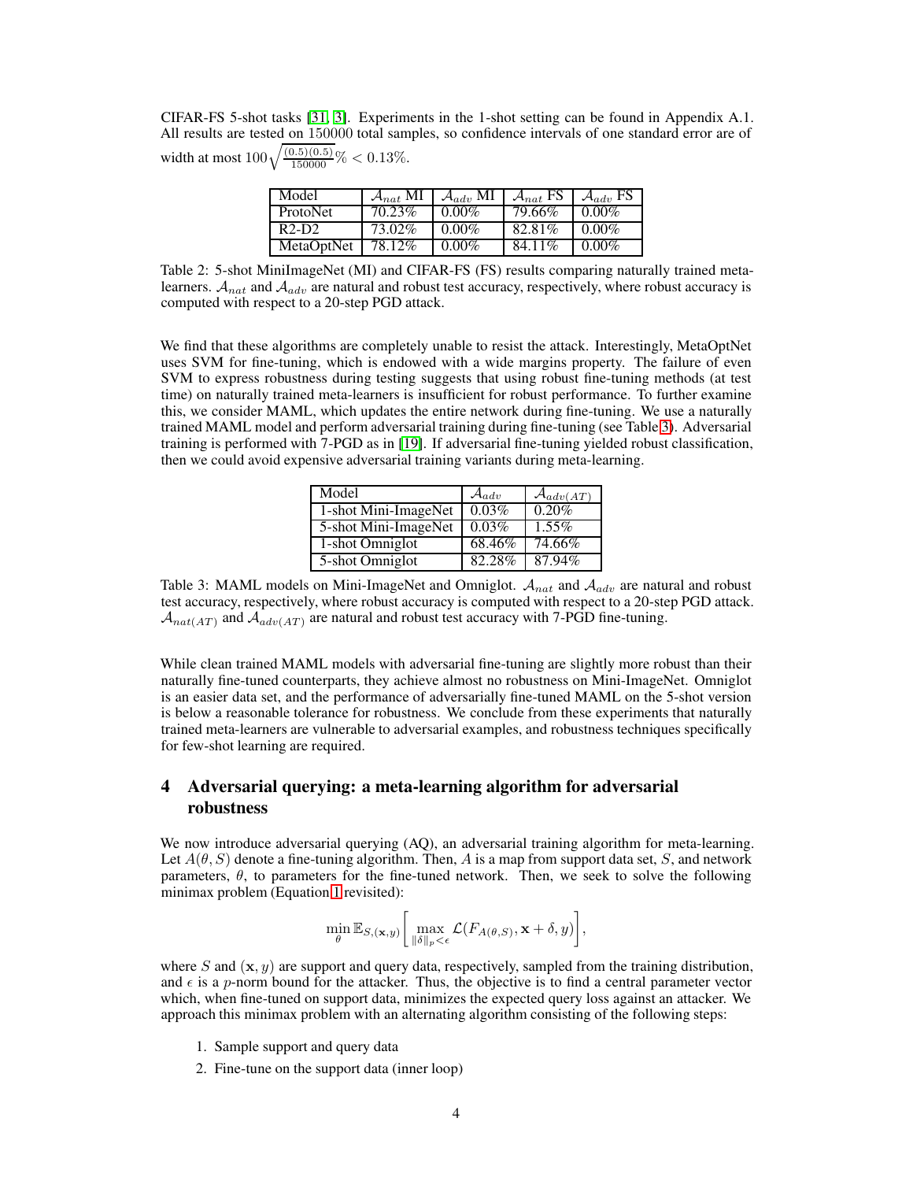CIFAR-FS 5-shot tasks [31, 3]. Experiments in the 1-shot setting can be found in Appendix A.1. All results are tested on 150000 total samples, so confidence intervals of one standard error are of width at most $100\sqrt{\frac{(0.5)(0.5)}{150000}}\% < 0.13\%$.

| Model | $\mathcal{A}_{nat}$ MI | $\mathcal{A}_{adv}$ MI | $\mathcal{A}_{nat}$ FS | $\mathcal{A}_{adv}$ FS |
|---|---|---|---|---|
| ProtoNet | 70.23% | 0.00% | 79.66% | 0.00% |
| R2-D2 | 73.02% | 0.00% | 82.81% | 0.00% |
| MetaOptNet | 78.12% | 0.00% | 84.11% | 0.00% |

Table 2: 5-shot MiniImageNet (MI) and CIFAR-FS (FS) results comparing naturally trained meta-learners. $\mathcal{A}_{nat}$ and $\mathcal{A}_{adv}$ are natural and robust test accuracy, respectively, where robust accuracy is computed with respect to a 20-step PGD attack.

We find that these algorithms are completely unable to resist the attack. Interestingly, MetaOptNet uses SVM for fine-tuning, which is endowed with a wide margins property. The failure of even SVM to express robustness during testing suggests that using robust fine-tuning methods (at test time) on naturally trained meta-learners is insufficient for robust performance. To further examine this, we consider MAML, which updates the entire network during fine-tuning. We use a naturally trained MAML model and perform adversarial training during fine-tuning (see Table 3). Adversarial training is performed with 7-PGD as in [19]. If adversarial fine-tuning yielded robust classification, then we could avoid expensive adversarial training variants during meta-learning.

| Model | $\mathcal{A}_{adv}$ | $\mathcal{A}_{adv(AT)}$ |
|---|---|---|
| 1-shot Mini-ImageNet | 0.03% | 0.20% |
| 5-shot Mini-ImageNet | 0.03% | 1.55% |
| 1-shot Omniglot | 68.46% | 74.66% |
| 5-shot Omniglot | 82.28% | 87.94% |

Table 3: MAML models on Mini-ImageNet and Omniglot. $\mathcal{A}_{nat}$ and $\mathcal{A}_{adv}$ are natural and robust test accuracy, respectively, where robust accuracy is computed with respect to a 20-step PGD attack. $\mathcal{A}_{nat(AT)}$ and $\mathcal{A}_{adv(AT)}$ are natural and robust test accuracy with 7-PGD fine-tuning.

While clean trained MAML models with adversarial fine-tuning are slightly more robust than their naturally fine-tuned counterparts, they achieve almost no robustness on Mini-ImageNet. Omniglot is an easier data set, and the performance of adversarially fine-tuned MAML on the 5-shot version is below a reasonable tolerance for robustness. We conclude from these experiments that naturally trained meta-learners are vulnerable to adversarial examples, and robustness techniques specifically for few-shot learning are required.

## 4 Adversarial querying: a meta-learning algorithm for adversarial robustness

We now introduce adversarial querying (AQ), an adversarial training algorithm for meta-learning. Let $A(\theta, S)$ denote a fine-tuning algorithm. Then, $A$ is a map from support data set, $S$, and network parameters, $\theta$, to parameters for the fine-tuned network. Then, we seek to solve the following minimax problem (Equation 1 revisited):

$$\min_{\theta} \mathbb{E}_{S,(\mathbf{x},y)}\left[\max_{\|\delta\|_p<\epsilon} \mathcal{L}(F_{A(\theta,S)}, \mathbf{x}+\delta, y)\right],$$

where $S$ and $(\mathbf{x}, y)$ are support and query data, respectively, sampled from the training distribution, and $\epsilon$ is a $p$-norm bound for the attacker. Thus, the objective is to find a central parameter vector which, when fine-tuned on support data, minimizes the expected query loss against an attacker. We approach this minimax problem with an alternating algorithm consisting of the following steps:

1. Sample support and query data
2. Fine-tune on the support data (inner loop)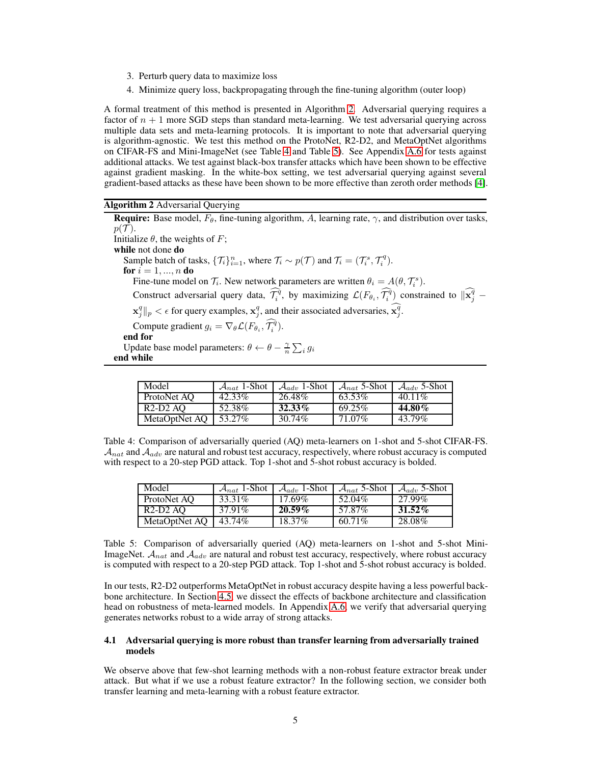3. Perturb query data to maximize loss
4. Minimize query loss, backpropagating through the fine-tuning algorithm (outer loop)

A formal treatment of this method is presented in Algorithm 2. Adversarial querying requires a factor of $n+1$ more SGD steps than standard meta-learning. We test adversarial querying across multiple data sets and meta-learning protocols. It is important to note that adversarial querying is algorithm-agnostic. We test this method on the ProtoNet, R2-D2, and MetaOptNet algorithms on CIFAR-FS and Mini-ImageNet (see Table 4 and Table 5). See Appendix A.6 for tests against additional attacks. We test against black-box transfer attacks which have been shown to be effective against gradient masking. In the white-box setting, we test adversarial querying against several gradient-based attacks as these have been shown to be more effective than zeroth order methods [4].

**Algorithm 2** Adversarial Querying

**Require:** Base model, $F_\theta$, fine-tuning algorithm, $A$, learning rate, $\gamma$, and distribution over tasks, $p(\mathcal{T})$.

Initialize $\theta$, the weights of $F$;

**while** not done **do**

  Sample batch of tasks, $\{\mathcal{T}_i\}_{i=1}^n$, where $\mathcal{T}_i \sim p(\mathcal{T})$ and $\mathcal{T}_i = (\mathcal{T}_i^s, \mathcal{T}_i^q)$.

  **for** $i = 1, ..., n$ **do**

    Fine-tune model on $\mathcal{T}_i$. New network parameters are written $\theta_i = A(\theta, \mathcal{T}_i^s)$.

    Construct adversarial query data, $\widehat{\mathcal{T}_i^q}$, by maximizing $\mathcal{L}(F_{\theta_i}, \widehat{\mathcal{T}_i^q})$ constrained to $\|\widehat{\mathbf{x}_j^q} - \mathbf{x}_j^q\|_p < \epsilon$ for query examples, $\mathbf{x}_j^q$, and their associated adversaries, $\widehat{\mathbf{x}_j^q}$.

    Compute gradient $g_i = \nabla_\theta \mathcal{L}(F_{\theta_i}, \widehat{\mathcal{T}_i^q})$.

  **end for**

  Update base model parameters: $\theta \leftarrow \theta - \frac{\gamma}{n}\sum_i g_i$

**end while**

| Model | $\mathcal{A}_{nat}$ 1-Shot | $\mathcal{A}_{adv}$ 1-Shot | $\mathcal{A}_{nat}$ 5-Shot | $\mathcal{A}_{adv}$ 5-Shot |
|---|---|---|---|---|
| ProtoNet AQ | 42.33% | 26.48% | 63.53% | 40.11% |
| R2-D2 AQ | 52.38% | **32.33%** | 69.25% | **44.80%** |
| MetaOptNet AQ | 53.27% | 30.74% | 71.07% | 43.79% |

Table 4: Comparison of adversarially queried (AQ) meta-learners on 1-shot and 5-shot CIFAR-FS. $\mathcal{A}_{nat}$ and $\mathcal{A}_{adv}$ are natural and robust test accuracy, respectively, where robust accuracy is computed with respect to a 20-step PGD attack. Top 1-shot and 5-shot robust accuracy is bolded.

| Model | $\mathcal{A}_{nat}$ 1-Shot | $\mathcal{A}_{adv}$ 1-Shot | $\mathcal{A}_{nat}$ 5-Shot | $\mathcal{A}_{adv}$ 5-Shot |
|---|---|---|---|---|
| ProtoNet AQ | 33.31% | 17.69% | 52.04% | 27.99% |
| R2-D2 AQ | 37.91% | **20.59%** | 57.87% | **31.52%** |
| MetaOptNet AQ | 43.74% | 18.37% | 60.71% | 28.08% |

Table 5: Comparison of adversarially queried (AQ) meta-learners on 1-shot and 5-shot Mini-ImageNet. $\mathcal{A}_{nat}$ and $\mathcal{A}_{adv}$ are natural and robust test accuracy, respectively, where robust accuracy is computed with respect to a 20-step PGD attack. Top 1-shot and 5-shot robust accuracy is bolded.

In our tests, R2-D2 outperforms MetaOptNet in robust accuracy despite having a less powerful backbone architecture. In Section 4.5, we dissect the effects of backbone architecture and classification head on robustness of meta-learned models. In Appendix A.6, we verify that adversarial querying generates networks robust to a wide array of strong attacks.

### 4.1 Adversarial querying is more robust than transfer learning from adversarially trained models

We observe above that few-shot learning methods with a non-robust feature extractor break under attack. But what if we use a robust feature extractor? In the following section, we consider both transfer learning and meta-learning with a robust feature extractor.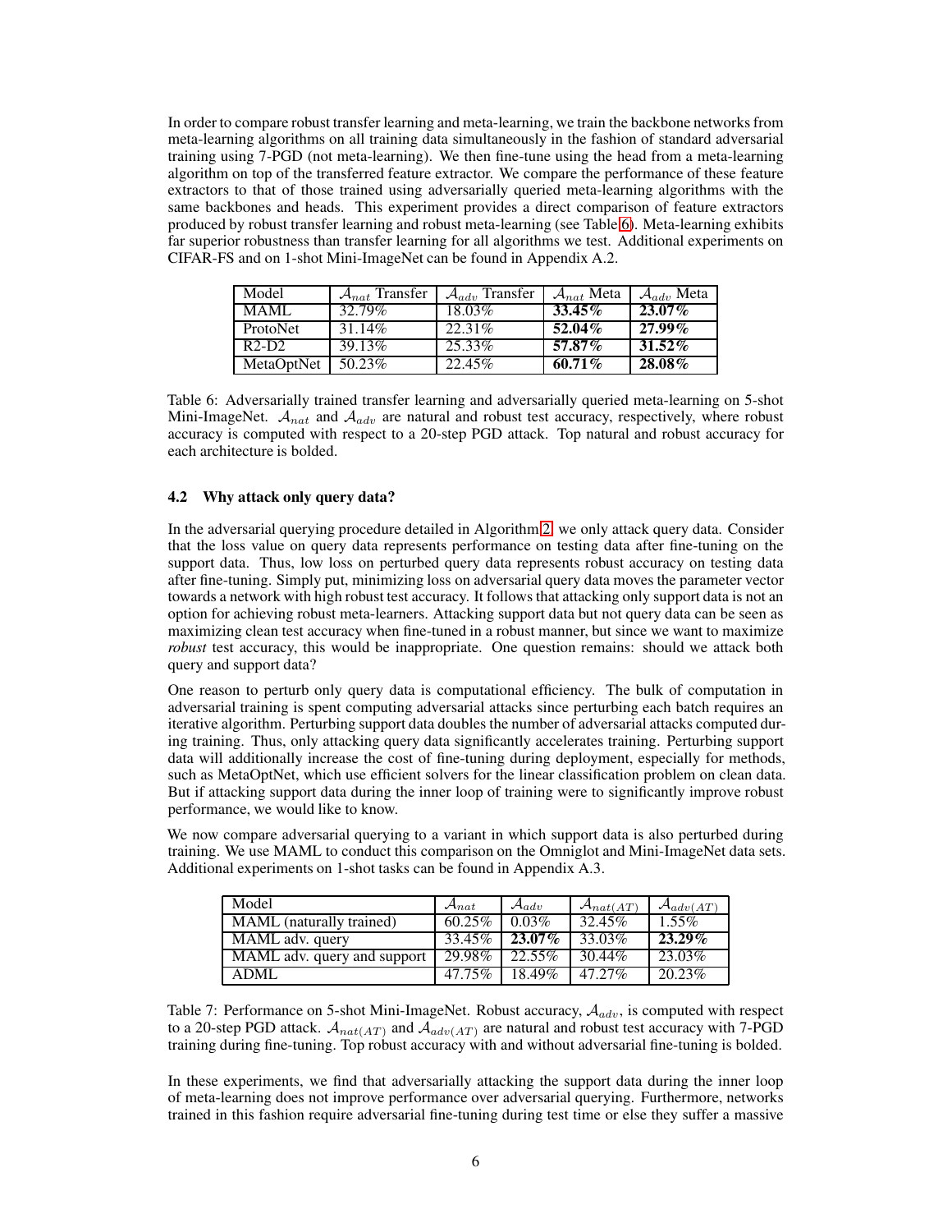In order to compare robust transfer learning and meta-learning, we train the backbone networks from meta-learning algorithms on all training data simultaneously in the fashion of standard adversarial training using 7-PGD (not meta-learning). We then fine-tune using the head from a meta-learning algorithm on top of the transferred feature extractor. We compare the performance of these feature extractors to that of those trained using adversarially queried meta-learning algorithms with the same backbones and heads. This experiment provides a direct comparison of feature extractors produced by robust transfer learning and robust meta-learning (see Table 6). Meta-learning exhibits far superior robustness than transfer learning for all algorithms we test. Additional experiments on CIFAR-FS and on 1-shot Mini-ImageNet can be found in Appendix A.2.

| Model | $\mathcal{A}_{nat}$ Transfer | $\mathcal{A}_{adv}$ Transfer | $\mathcal{A}_{nat}$ Meta | $\mathcal{A}_{adv}$ Meta |
|---|---|---|---|---|
| MAML | 32.79% | 18.03% | **33.45%** | **23.07%** |
| ProtoNet | 31.14% | 22.31% | **52.04%** | **27.99%** |
| R2-D2 | 39.13% | 25.33% | **57.87%** | **31.52%** |
| MetaOptNet | 50.23% | 22.45% | **60.71%** | **28.08%** |

Table 6: Adversarially trained transfer learning and adversarially queried meta-learning on 5-shot Mini-ImageNet. $\mathcal{A}_{nat}$ and $\mathcal{A}_{adv}$ are natural and robust test accuracy, respectively, where robust accuracy is computed with respect to a 20-step PGD attack. Top natural and robust accuracy for each architecture is bolded.

### 4.2 Why attack only query data?

In the adversarial querying procedure detailed in Algorithm 2, we only attack query data. Consider that the loss value on query data represents performance on testing data after fine-tuning on the support data. Thus, low loss on perturbed query data represents robust accuracy on testing data after fine-tuning. Simply put, minimizing loss on adversarial query data moves the parameter vector towards a network with high robust test accuracy. It follows that attacking only support data is not an option for achieving robust meta-learners. Attacking support data but not query data can be seen as maximizing clean test accuracy when fine-tuned in a robust manner, but since we want to maximize *robust* test accuracy, this would be inappropriate. One question remains: should we attack both query and support data?

One reason to perturb only query data is computational efficiency. The bulk of computation in adversarial training is spent computing adversarial attacks since perturbing each batch requires an iterative algorithm. Perturbing support data doubles the number of adversarial attacks computed during training. Thus, only attacking query data significantly accelerates training. Perturbing support data will additionally increase the cost of fine-tuning during deployment, especially for methods, such as MetaOptNet, which use efficient solvers for the linear classification problem on clean data. But if attacking support data during the inner loop of training were to significantly improve robust performance, we would like to know.

We now compare adversarial querying to a variant in which support data is also perturbed during training. We use MAML to conduct this comparison on the Omniglot and Mini-ImageNet data sets. Additional experiments on 1-shot tasks can be found in Appendix A.3.

| Model | $\mathcal{A}_{nat}$ | $\mathcal{A}_{adv}$ | $\mathcal{A}_{nat(AT)}$ | $\mathcal{A}_{adv(AT)}$ |
|---|---|---|---|---|
| MAML (naturally trained) | 60.25% | 0.03% | 32.45% | 1.55% |
| MAML adv. query | 33.45% | **23.07%** | 33.03% | **23.29%** |
| MAML adv. query and support | 29.98% | 22.55% | 30.44% | 23.03% |
| ADML | 47.75% | 18.49% | 47.27% | 20.23% |

Table 7: Performance on 5-shot Mini-ImageNet. Robust accuracy, $\mathcal{A}_{adv}$, is computed with respect to a 20-step PGD attack. $\mathcal{A}_{nat(AT)}$ and $\mathcal{A}_{adv(AT)}$ are natural and robust test accuracy with 7-PGD training during fine-tuning. Top robust accuracy with and without adversarial fine-tuning is bolded.

In these experiments, we find that adversarially attacking the support data during the inner loop of meta-learning does not improve performance over adversarial querying. Furthermore, networks trained in this fashion require adversarial fine-tuning during test time or else they suffer a massive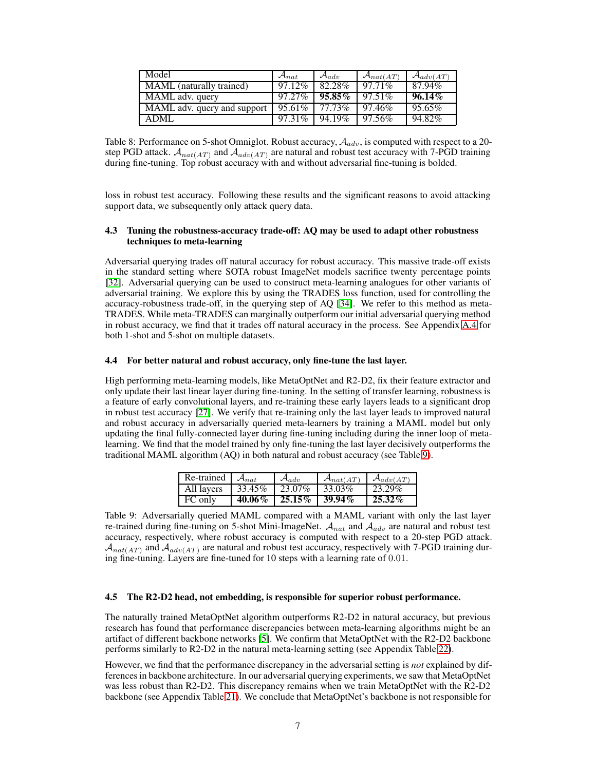| Model | $\mathcal{A}_{nat}$ | $\mathcal{A}_{adv}$ | $\mathcal{A}_{nat(AT)}$ | $\mathcal{A}_{adv(AT)}$ |
|---|---|---|---|---|
| MAML (naturally trained) | 97.12% | 82.28% | 97.71% | 87.94% |
| MAML adv. query | 97.27% | **95.85%** | 97.51% | **96.14%** |
| MAML adv. query and support | 95.61% | 77.73% | 97.46% | 95.65% |
| ADML | 97.31% | 94.19% | 97.56% | 94.82% |

Table 8: Performance on 5-shot Omniglot. Robust accuracy, $\mathcal{A}_{adv}$, is computed with respect to a 20-step PGD attack. $\mathcal{A}_{nat(AT)}$ and $\mathcal{A}_{adv(AT)}$ are natural and robust test accuracy with 7-PGD training during fine-tuning. Top robust accuracy with and without adversarial fine-tuning is bolded.

loss in robust test accuracy. Following these results and the significant reasons to avoid attacking support data, we subsequently only attack query data.

### 4.3 Tuning the robustness-accuracy trade-off: AQ may be used to adapt other robustness techniques to meta-learning

Adversarial querying trades off natural accuracy for robust accuracy. This massive trade-off exists in the standard setting where SOTA robust ImageNet models sacrifice twenty percentage points [32]. Adversarial querying can be used to construct meta-learning analogues for other variants of adversarial training. We explore this by using the TRADES loss function, used for controlling the accuracy-robustness trade-off, in the querying step of AQ [34]. We refer to this method as meta-TRADES. While meta-TRADES can marginally outperform our initial adversarial querying method in robust accuracy, we find that it trades off natural accuracy in the process. See Appendix A.4 for both 1-shot and 5-shot on multiple datasets.

### 4.4 For better natural and robust accuracy, only fine-tune the last layer.

High performing meta-learning models, like MetaOptNet and R2-D2, fix their feature extractor and only update their last linear layer during fine-tuning. In the setting of transfer learning, robustness is a feature of early convolutional layers, and re-training these early layers leads to a significant drop in robust test accuracy [27]. We verify that re-training only the last layer leads to improved natural and robust accuracy in adversarially queried meta-learners by training a MAML model but only updating the final fully-connected layer during fine-tuning including during the inner loop of meta-learning. We find that the model trained by only fine-tuning the last layer decisively outperforms the traditional MAML algorithm (AQ) in both natural and robust accuracy (see Table 9).

| Re-trained | $\mathcal{A}_{nat}$ | $\mathcal{A}_{adv}$ | $\mathcal{A}_{nat(AT)}$ | $\mathcal{A}_{adv(AT)}$ |
|---|---|---|---|---|
| All layers | 33.45% | 23.07% | 33.03% | 23.29% |
| FC only | **40.06%** | **25.15%** | **39.94%** | **25.32%** |

Table 9: Adversarially queried MAML compared with a MAML variant with only the last layer re-trained during fine-tuning on 5-shot Mini-ImageNet. $\mathcal{A}_{nat}$ and $\mathcal{A}_{adv}$ are natural and robust test accuracy, respectively, where robust accuracy is computed with respect to a 20-step PGD attack. $\mathcal{A}_{nat(AT)}$ and $\mathcal{A}_{adv(AT)}$ are natural and robust test accuracy, respectively with 7-PGD training during fine-tuning. Layers are fine-tuned for 10 steps with a learning rate of 0.01.

### 4.5 The R2-D2 head, not embedding, is responsible for superior robust performance.

The naturally trained MetaOptNet algorithm outperforms R2-D2 in natural accuracy, but previous research has found that performance discrepancies between meta-learning algorithms might be an artifact of different backbone networks [5]. We confirm that MetaOptNet with the R2-D2 backbone performs similarly to R2-D2 in the natural meta-learning setting (see Appendix Table 22).

However, we find that the performance discrepancy in the adversarial setting is *not* explained by differences in backbone architecture. In our adversarial querying experiments, we saw that MetaOptNet was less robust than R2-D2. This discrepancy remains when we train MetaOptNet with the R2-D2 backbone (see Appendix Table 21). We conclude that MetaOptNet's backbone is not responsible for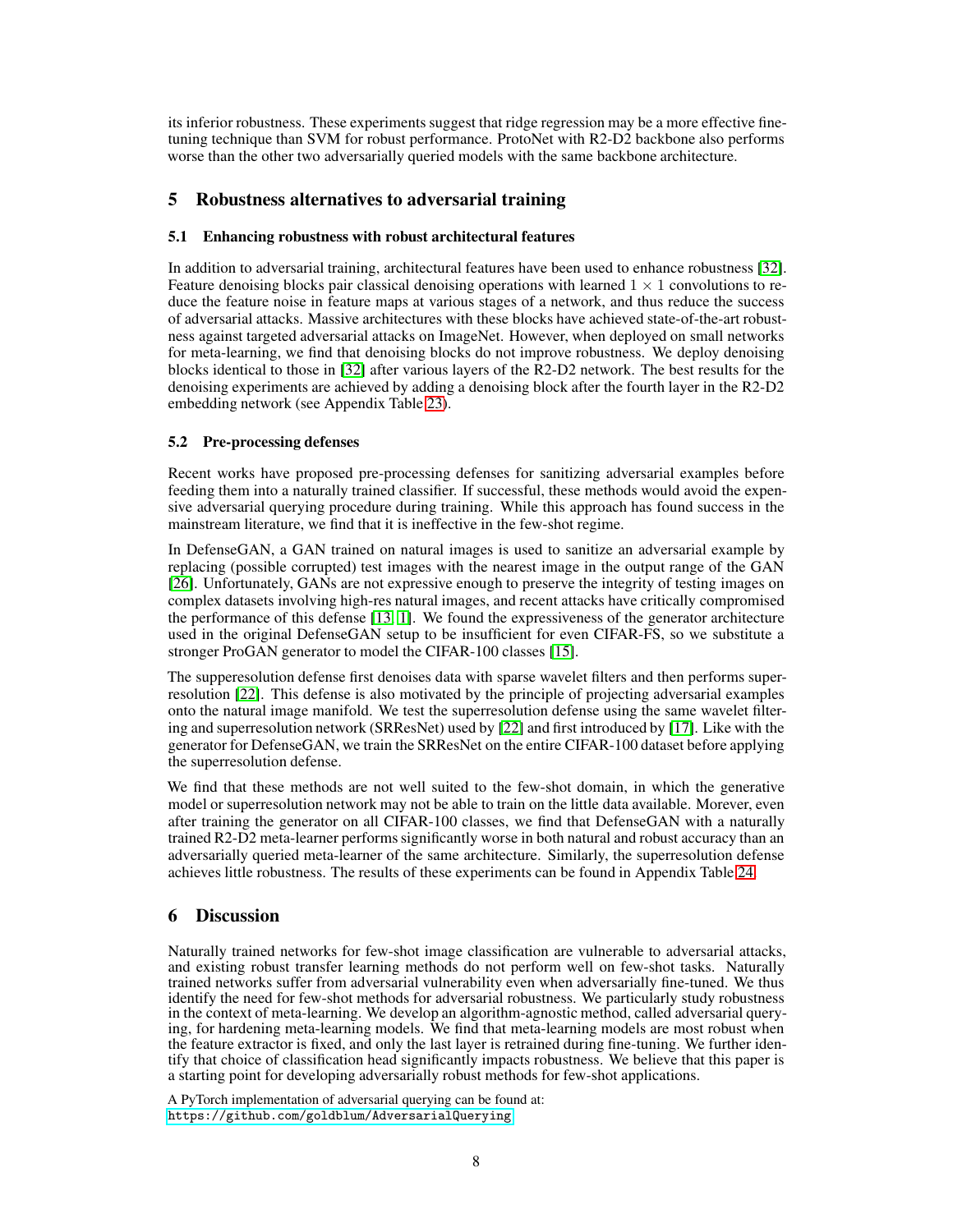its inferior robustness. These experiments suggest that ridge regression may be a more effective fine-tuning technique than SVM for robust performance. ProtoNet with R2-D2 backbone also performs worse than the other two adversarially queried models with the same backbone architecture.

## 5 Robustness alternatives to adversarial training

### 5.1 Enhancing robustness with robust architectural features

In addition to adversarial training, architectural features have been used to enhance robustness [32]. Feature denoising blocks pair classical denoising operations with learned $1 \times 1$ convolutions to reduce the feature noise in feature maps at various stages of a network, and thus reduce the success of adversarial attacks. Massive architectures with these blocks have achieved state-of-the-art robustness against targeted adversarial attacks on ImageNet. However, when deployed on small networks for meta-learning, we find that denoising blocks do not improve robustness. We deploy denoising blocks identical to those in [32] after various layers of the R2-D2 network. The best results for the denoising experiments are achieved by adding a denoising block after the fourth layer in the R2-D2 embedding network (see Appendix Table 23).

### 5.2 Pre-processing defenses

Recent works have proposed pre-processing defenses for sanitizing adversarial examples before feeding them into a naturally trained classifier. If successful, these methods would avoid the expensive adversarial querying procedure during training. While this approach has found success in the mainstream literature, we find that it is ineffective in the few-shot regime.

In DefenseGAN, a GAN trained on natural images is used to sanitize an adversarial example by replacing (possible corrupted) test images with the nearest image in the output range of the GAN [26]. Unfortunately, GANs are not expressive enough to preserve the integrity of testing images on complex datasets involving high-res natural images, and recent attacks have critically compromised the performance of this defense [13, 1]. We found the expressiveness of the generator architecture used in the original DefenseGAN setup to be insufficient for even CIFAR-FS, so we substitute a stronger ProGAN generator to model the CIFAR-100 classes [15].

The supperesolution defense first denoises data with sparse wavelet filters and then performs superresolution [22]. This defense is also motivated by the principle of projecting adversarial examples onto the natural image manifold. We test the superresolution defense using the same wavelet filtering and superresolution network (SRResNet) used by [22] and first introduced by [17]. Like with the generator for DefenseGAN, we train the SRResNet on the entire CIFAR-100 dataset before applying the superresolution defense.

We find that these methods are not well suited to the few-shot domain, in which the generative model or superresolution network may not be able to train on the little data available. Morever, even after training the generator on all CIFAR-100 classes, we find that DefenseGAN with a naturally trained R2-D2 meta-learner performs significantly worse in both natural and robust accuracy than an adversarially queried meta-learner of the same architecture. Similarly, the superresolution defense achieves little robustness. The results of these experiments can be found in Appendix Table 24.

## 6 Discussion

Naturally trained networks for few-shot image classification are vulnerable to adversarial attacks, and existing robust transfer learning methods do not perform well on few-shot tasks. Naturally trained networks suffer from adversarial vulnerability even when adversarially fine-tuned. We thus identify the need for few-shot methods for adversarial robustness. We particularly study robustness in the context of meta-learning. We develop an algorithm-agnostic method, called adversarial querying, for hardening meta-learning models. We find that meta-learning models are most robust when the feature extractor is fixed, and only the last layer is retrained during fine-tuning. We further identify that choice of classification head significantly impacts robustness. We believe that this paper is a starting point for developing adversarially robust methods for few-shot applications.

A PyTorch implementation of adversarial querying can be found at:
https://github.com/goldblum/AdversarialQuerying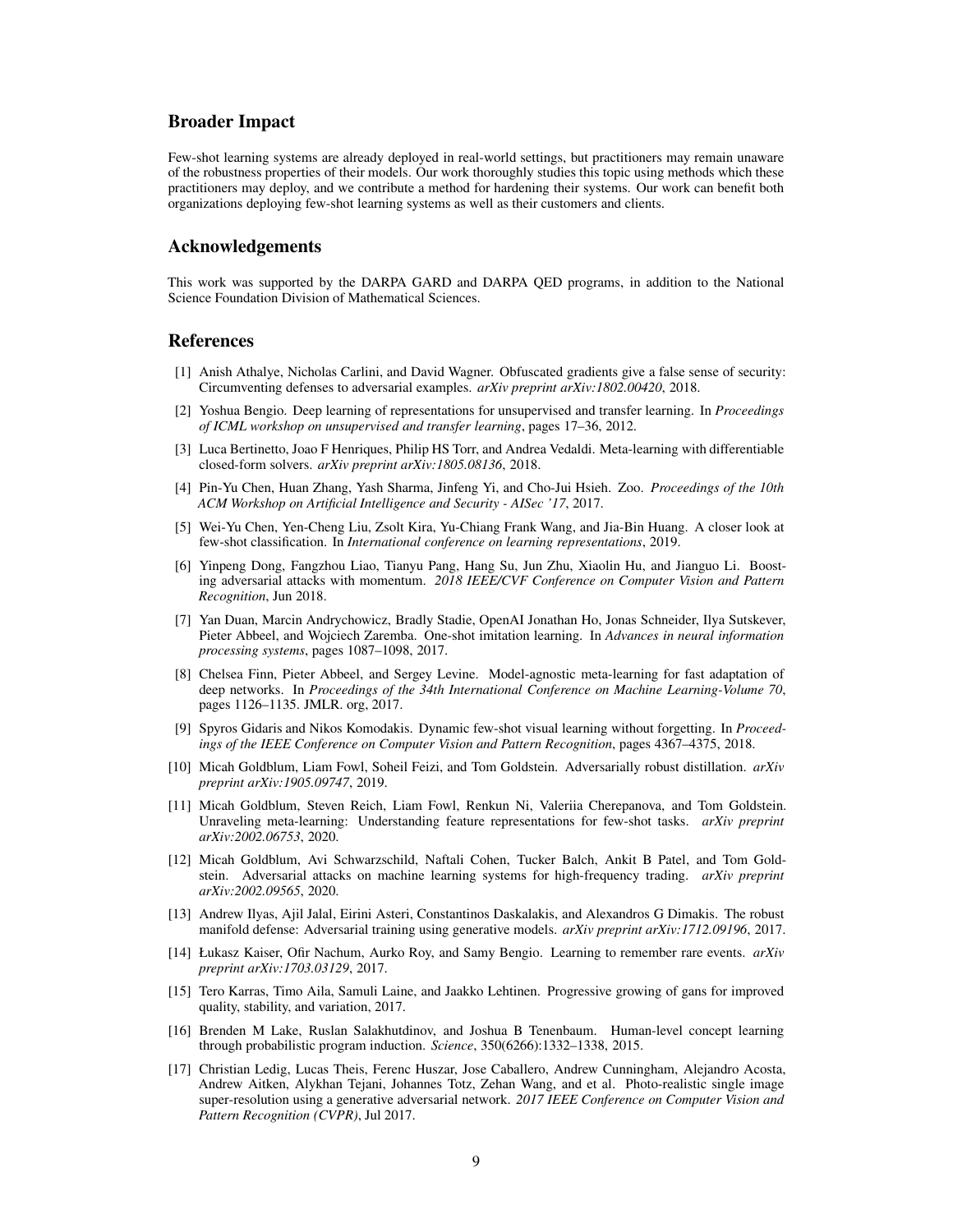## Broader Impact

Few-shot learning systems are already deployed in real-world settings, but practitioners may remain unaware of the robustness properties of their models. Our work thoroughly studies this topic using methods which these practitioners may deploy, and we contribute a method for hardening their systems. Our work can benefit both organizations deploying few-shot learning systems as well as their customers and clients.

## Acknowledgements

This work was supported by the DARPA GARD and DARPA QED programs, in addition to the National Science Foundation Division of Mathematical Sciences.

## References

[1] Anish Athalye, Nicholas Carlini, and David Wagner. Obfuscated gradients give a false sense of security: Circumventing defenses to adversarial examples. *arXiv preprint arXiv:1802.00420*, 2018.

[2] Yoshua Bengio. Deep learning of representations for unsupervised and transfer learning. In *Proceedings of ICML workshop on unsupervised and transfer learning*, pages 17–36, 2012.

[3] Luca Bertinetto, Joao F Henriques, Philip HS Torr, and Andrea Vedaldi. Meta-learning with differentiable closed-form solvers. *arXiv preprint arXiv:1805.08136*, 2018.

[4] Pin-Yu Chen, Huan Zhang, Yash Sharma, Jinfeng Yi, and Cho-Jui Hsieh. Zoo. *Proceedings of the 10th ACM Workshop on Artificial Intelligence and Security - AISec '17*, 2017.

[5] Wei-Yu Chen, Yen-Cheng Liu, Zsolt Kira, Yu-Chiang Frank Wang, and Jia-Bin Huang. A closer look at few-shot classification. In *International conference on learning representations*, 2019.

[6] Yinpeng Dong, Fangzhou Liao, Tianyu Pang, Hang Su, Jun Zhu, Xiaolin Hu, and Jianguo Li. Boosting adversarial attacks with momentum. *2018 IEEE/CVF Conference on Computer Vision and Pattern Recognition*, Jun 2018.

[7] Yan Duan, Marcin Andrychowicz, Bradly Stadie, OpenAI Jonathan Ho, Jonas Schneider, Ilya Sutskever, Pieter Abbeel, and Wojciech Zaremba. One-shot imitation learning. In *Advances in neural information processing systems*, pages 1087–1098, 2017.

[8] Chelsea Finn, Pieter Abbeel, and Sergey Levine. Model-agnostic meta-learning for fast adaptation of deep networks. In *Proceedings of the 34th International Conference on Machine Learning-Volume 70*, pages 1126–1135. JMLR. org, 2017.

[9] Spyros Gidaris and Nikos Komodakis. Dynamic few-shot visual learning without forgetting. In *Proceedings of the IEEE Conference on Computer Vision and Pattern Recognition*, pages 4367–4375, 2018.

[10] Micah Goldblum, Liam Fowl, Soheil Feizi, and Tom Goldstein. Adversarially robust distillation. *arXiv preprint arXiv:1905.09747*, 2019.

[11] Micah Goldblum, Steven Reich, Liam Fowl, Renkun Ni, Valeriia Cherepanova, and Tom Goldstein. Unraveling meta-learning: Understanding feature representations for few-shot tasks. *arXiv preprint arXiv:2002.06753*, 2020.

[12] Micah Goldblum, Avi Schwarzschild, Naftali Cohen, Tucker Balch, Ankit B Patel, and Tom Goldstein. Adversarial attacks on machine learning systems for high-frequency trading. *arXiv preprint arXiv:2002.09565*, 2020.

[13] Andrew Ilyas, Ajil Jalal, Eirini Asteri, Constantinos Daskalakis, and Alexandros G Dimakis. The robust manifold defense: Adversarial training using generative models. *arXiv preprint arXiv:1712.09196*, 2017.

[14] Łukasz Kaiser, Ofir Nachum, Aurko Roy, and Samy Bengio. Learning to remember rare events. *arXiv preprint arXiv:1703.03129*, 2017.

[15] Tero Karras, Timo Aila, Samuli Laine, and Jaakko Lehtinen. Progressive growing of gans for improved quality, stability, and variation, 2017.

[16] Brenden M Lake, Ruslan Salakhutdinov, and Joshua B Tenenbaum. Human-level concept learning through probabilistic program induction. *Science*, 350(6266):1332–1338, 2015.

[17] Christian Ledig, Lucas Theis, Ferenc Huszar, Jose Caballero, Andrew Cunningham, Alejandro Acosta, Andrew Aitken, Alykhan Tejani, Johannes Totz, Zehan Wang, and et al. Photo-realistic single image super-resolution using a generative adversarial network. *2017 IEEE Conference on Computer Vision and Pattern Recognition (CVPR)*, Jul 2017.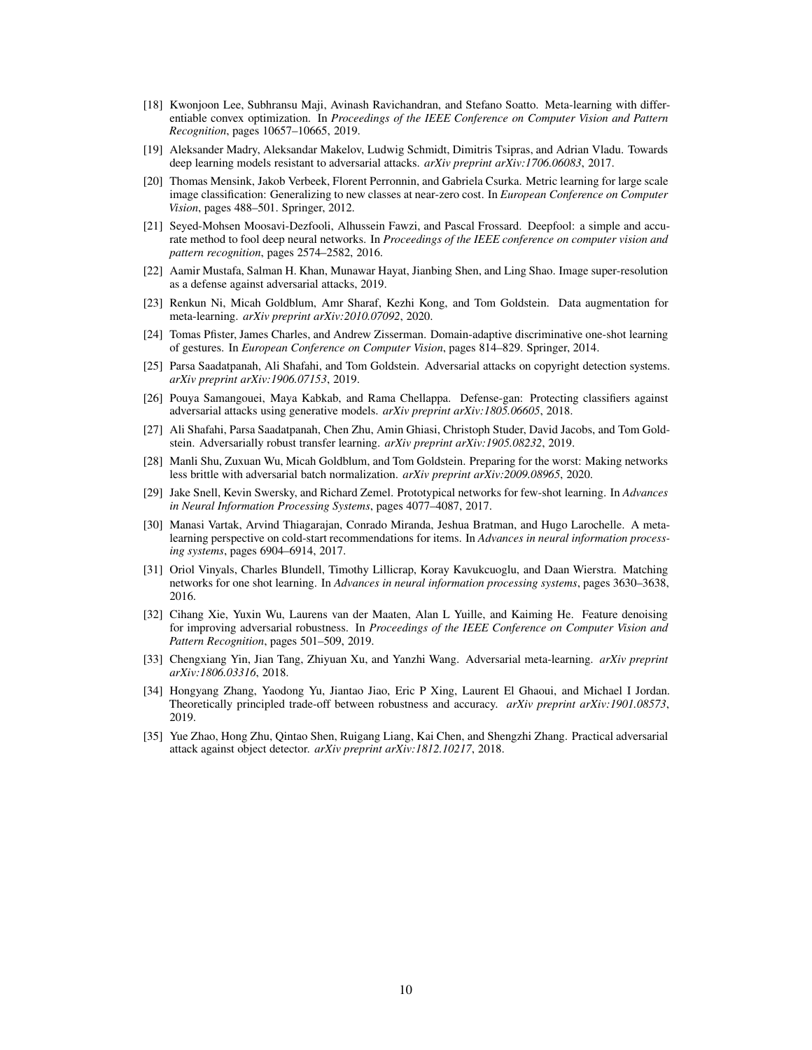[18] Kwonjoon Lee, Subhransu Maji, Avinash Ravichandran, and Stefano Soatto. Meta-learning with differentiable convex optimization. In *Proceedings of the IEEE Conference on Computer Vision and Pattern Recognition*, pages 10657–10665, 2019.

[19] Aleksander Madry, Aleksandar Makelov, Ludwig Schmidt, Dimitris Tsipras, and Adrian Vladu. Towards deep learning models resistant to adversarial attacks. *arXiv preprint arXiv:1706.06083*, 2017.

[20] Thomas Mensink, Jakob Verbeek, Florent Perronnin, and Gabriela Csurka. Metric learning for large scale image classification: Generalizing to new classes at near-zero cost. In *European Conference on Computer Vision*, pages 488–501. Springer, 2012.

[21] Seyed-Mohsen Moosavi-Dezfooli, Alhussein Fawzi, and Pascal Frossard. Deepfool: a simple and accurate method to fool deep neural networks. In *Proceedings of the IEEE conference on computer vision and pattern recognition*, pages 2574–2582, 2016.

[22] Aamir Mustafa, Salman H. Khan, Munawar Hayat, Jianbing Shen, and Ling Shao. Image super-resolution as a defense against adversarial attacks, 2019.

[23] Renkun Ni, Micah Goldblum, Amr Sharaf, Kezhi Kong, and Tom Goldstein. Data augmentation for meta-learning. *arXiv preprint arXiv:2010.07092*, 2020.

[24] Tomas Pfister, James Charles, and Andrew Zisserman. Domain-adaptive discriminative one-shot learning of gestures. In *European Conference on Computer Vision*, pages 814–829. Springer, 2014.

[25] Parsa Saadatpanah, Ali Shafahi, and Tom Goldstein. Adversarial attacks on copyright detection systems. *arXiv preprint arXiv:1906.07153*, 2019.

[26] Pouya Samangouei, Maya Kabkab, and Rama Chellappa. Defense-gan: Protecting classifiers against adversarial attacks using generative models. *arXiv preprint arXiv:1805.06605*, 2018.

[27] Ali Shafahi, Parsa Saadatpanah, Chen Zhu, Amin Ghiasi, Christoph Studer, David Jacobs, and Tom Goldstein. Adversarially robust transfer learning. *arXiv preprint arXiv:1905.08232*, 2019.

[28] Manli Shu, Zuxuan Wu, Micah Goldblum, and Tom Goldstein. Preparing for the worst: Making networks less brittle with adversarial batch normalization. *arXiv preprint arXiv:2009.08965*, 2020.

[29] Jake Snell, Kevin Swersky, and Richard Zemel. Prototypical networks for few-shot learning. In *Advances in Neural Information Processing Systems*, pages 4077–4087, 2017.

[30] Manasi Vartak, Arvind Thiagarajan, Conrado Miranda, Jeshua Bratman, and Hugo Larochelle. A meta-learning perspective on cold-start recommendations for items. In *Advances in neural information processing systems*, pages 6904–6914, 2017.

[31] Oriol Vinyals, Charles Blundell, Timothy Lillicrap, Koray Kavukcuoglu, and Daan Wierstra. Matching networks for one shot learning. In *Advances in neural information processing systems*, pages 3630–3638, 2016.

[32] Cihang Xie, Yuxin Wu, Laurens van der Maaten, Alan L Yuille, and Kaiming He. Feature denoising for improving adversarial robustness. In *Proceedings of the IEEE Conference on Computer Vision and Pattern Recognition*, pages 501–509, 2019.

[33] Chengxiang Yin, Jian Tang, Zhiyuan Xu, and Yanzhi Wang. Adversarial meta-learning. *arXiv preprint arXiv:1806.03316*, 2018.

[34] Hongyang Zhang, Yaodong Yu, Jiantao Jiao, Eric P Xing, Laurent El Ghaoui, and Michael I Jordan. Theoretically principled trade-off between robustness and accuracy. *arXiv preprint arXiv:1901.08573*, 2019.

[35] Yue Zhao, Hong Zhu, Qintao Shen, Ruigang Liang, Kai Chen, and Shengzhi Zhang. Practical adversarial attack against object detector. *arXiv preprint arXiv:1812.10217*, 2018.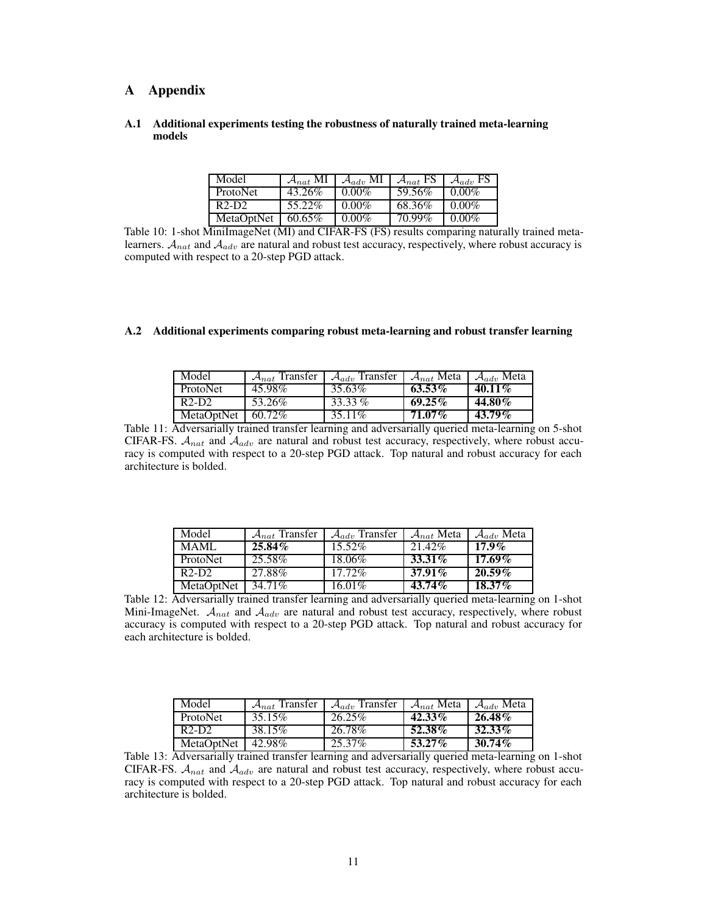# A Appendix

## A.1 Additional experiments testing the robustness of naturally trained meta-learning models

| Model | $\mathcal{A}_{nat}$ MI | $\mathcal{A}_{adv}$ MI | $\mathcal{A}_{nat}$ FS | $\mathcal{A}_{adv}$ FS |
|---|---|---|---|---|
| ProtoNet | 43.26% | 0.00% | 59.56% | 0.00% |
| R2-D2 | 55.22% | 0.00% | 68.36% | 0.00% |
| MetaOptNet | 60.65% | 0.00% | 70.99% | 0.00% |

Table 10: 1-shot MiniImageNet (MI) and CIFAR-FS (FS) results comparing naturally trained meta-learners. $\mathcal{A}_{nat}$ and $\mathcal{A}_{adv}$ are natural and robust test accuracy, respectively, where robust accuracy is computed with respect to a 20-step PGD attack.

## A.2 Additional experiments comparing robust meta-learning and robust transfer learning

| Model | $\mathcal{A}_{nat}$ Transfer | $\mathcal{A}_{adv}$ Transfer | $\mathcal{A}_{nat}$ Meta | $\mathcal{A}_{adv}$ Meta |
|---|---|---|---|---|
| ProtoNet | 45.98% | 35.63% | **63.53%** | **40.11%** |
| R2-D2 | 53.26% | 33.33 % | **69.25%** | **44.80%** |
| MetaOptNet | 60.72% | 35.11% | **71.07%** | **43.79%** |

Table 11: Adversarially trained transfer learning and adversarially queried meta-learning on 5-shot CIFAR-FS. $\mathcal{A}_{nat}$ and $\mathcal{A}_{adv}$ are natural and robust test accuracy, respectively, where robust accuracy is computed with respect to a 20-step PGD attack. Top natural and robust accuracy for each architecture is bolded.

| Model | $\mathcal{A}_{nat}$ Transfer | $\mathcal{A}_{adv}$ Transfer | $\mathcal{A}_{nat}$ Meta | $\mathcal{A}_{adv}$ Meta |
|---|---|---|---|---|
| MAML | **25.84%** | 15.52% | 21.42% | **17.9%** |
| ProtoNet | 25.58% | 18.06% | **33.31%** | **17.69%** |
| R2-D2 | 27.88% | 17.72% | **37.91%** | **20.59%** |
| MetaOptNet | 34.71% | 16.01% | **43.74%** | **18.37%** |

Table 12: Adversarially trained transfer learning and adversarially queried meta-learning on 1-shot Mini-ImageNet. $\mathcal{A}_{nat}$ and $\mathcal{A}_{adv}$ are natural and robust test accuracy, respectively, where robust accuracy is computed with respect to a 20-step PGD attack. Top natural and robust accuracy for each architecture is bolded.

| Model | $\mathcal{A}_{nat}$ Transfer | $\mathcal{A}_{adv}$ Transfer | $\mathcal{A}_{nat}$ Meta | $\mathcal{A}_{adv}$ Meta |
|---|---|---|---|---|
| ProtoNet | 35.15% | 26.25% | **42.33%** | **26.48%** |
| R2-D2 | 38.15% | 26.78% | **52.38%** | **32.33%** |
| MetaOptNet | 42.98% | 25.37% | **53.27%** | **30.74%** |

Table 13: Adversarially trained transfer learning and adversarially queried meta-learning on 1-shot CIFAR-FS. $\mathcal{A}_{nat}$ and $\mathcal{A}_{adv}$ are natural and robust test accuracy, respectively, where robust accuracy is computed with respect to a 20-step PGD attack. Top natural and robust accuracy for each architecture is bolded.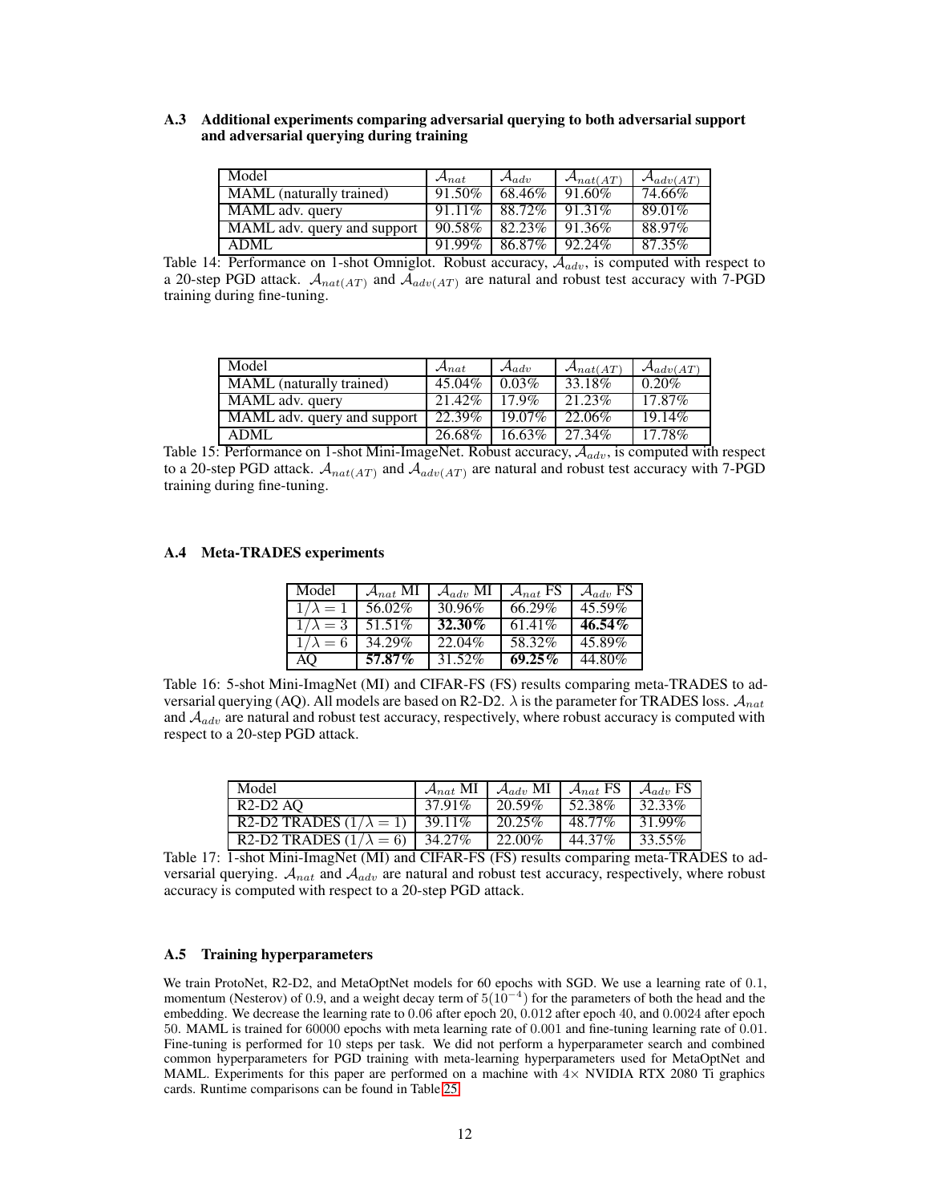### A.3 Additional experiments comparing adversarial querying to both adversarial support and adversarial querying during training

| Model | $\mathcal{A}_{nat}$ | $\mathcal{A}_{adv}$ | $\mathcal{A}_{nat(AT)}$ | $\mathcal{A}_{adv(AT)}$ |
|---|---|---|---|---|
| MAML (naturally trained) | 91.50% | 68.46% | 91.60% | 74.66% |
| MAML adv. query | 91.11% | 88.72% | 91.31% | 89.01% |
| MAML adv. query and support | 90.58% | 82.23% | 91.36% | 88.97% |
| ADML | 91.99% | 86.87% | 92.24% | 87.35% |

Table 14: Performance on 1-shot Omniglot. Robust accuracy, $\mathcal{A}_{adv}$, is computed with respect to a 20-step PGD attack. $\mathcal{A}_{nat(AT)}$ and $\mathcal{A}_{adv(AT)}$ are natural and robust test accuracy with 7-PGD training during fine-tuning.

| Model | $\mathcal{A}_{nat}$ | $\mathcal{A}_{adv}$ | $\mathcal{A}_{nat(AT)}$ | $\mathcal{A}_{adv(AT)}$ |
|---|---|---|---|---|
| MAML (naturally trained) | 45.04% | 0.03% | 33.18% | 0.20% |
| MAML adv. query | 21.42% | 17.9% | 21.23% | 17.87% |
| MAML adv. query and support | 22.39% | 19.07% | 22.06% | 19.14% |
| ADML | 26.68% | 16.63% | 27.34% | 17.78% |

Table 15: Performance on 1-shot Mini-ImageNet. Robust accuracy, $\mathcal{A}_{adv}$, is computed with respect to a 20-step PGD attack. $\mathcal{A}_{nat(AT)}$ and $\mathcal{A}_{adv(AT)}$ are natural and robust test accuracy with 7-PGD training during fine-tuning.

### A.4 Meta-TRADES experiments

| Model | $\mathcal{A}_{nat}$ MI | $\mathcal{A}_{adv}$ MI | $\mathcal{A}_{nat}$ FS | $\mathcal{A}_{adv}$ FS |
|---|---|---|---|---|
| $1/\lambda = 1$ | 56.02% | 30.96% | 66.29% | 45.59% |
| $1/\lambda = 3$ | 51.51% | **32.30%** | 61.41% | **46.54%** |
| $1/\lambda = 6$ | 34.29% | 22.04% | 58.32% | 45.89% |
| AQ | **57.87%** | 31.52% | **69.25%** | 44.80% |

Table 16: 5-shot Mini-ImagNet (MI) and CIFAR-FS (FS) results comparing meta-TRADES to adversarial querying (AQ). All models are based on R2-D2. $\lambda$ is the parameter for TRADES loss. $\mathcal{A}_{nat}$ and $\mathcal{A}_{adv}$ are natural and robust test accuracy, respectively, where robust accuracy is computed with respect to a 20-step PGD attack.

| Model | $\mathcal{A}_{nat}$ MI | $\mathcal{A}_{adv}$ MI | $\mathcal{A}_{nat}$ FS | $\mathcal{A}_{adv}$ FS |
|---|---|---|---|---|
| R2-D2 AQ | 37.91% | 20.59% | 52.38% | 32.33% |
| R2-D2 TRADES ($1/\lambda = 1$) | 39.11% | 20.25% | 48.77% | 31.99% |
| R2-D2 TRADES ($1/\lambda = 6$) | 34.27% | 22.00% | 44.37% | 33.55% |

Table 17: 1-shot Mini-ImagNet (MI) and CIFAR-FS (FS) results comparing meta-TRADES to adversarial querying. $\mathcal{A}_{nat}$ and $\mathcal{A}_{adv}$ are natural and robust test accuracy, respectively, where robust accuracy is computed with respect to a 20-step PGD attack.

### A.5 Training hyperparameters

We train ProtoNet, R2-D2, and MetaOptNet models for 60 epochs with SGD. We use a learning rate of 0.1, momentum (Nesterov) of 0.9, and a weight decay term of $5(10^{-4})$ for the parameters of both the head and the embedding. We decrease the learning rate to 0.06 after epoch 20, 0.012 after epoch 40, and 0.0024 after epoch 50. MAML is trained for 60000 epochs with meta learning rate of 0.001 and fine-tuning learning rate of 0.01. Fine-tuning is performed for 10 steps per task. We did not perform a hyperparameter search and combined common hyperparameters for PGD training with meta-learning hyperparameters used for MetaOptNet and MAML. Experiments for this paper are performed on a machine with $4\times$ NVIDIA RTX 2080 Ti graphics cards. Runtime comparisons can be found in Table 25.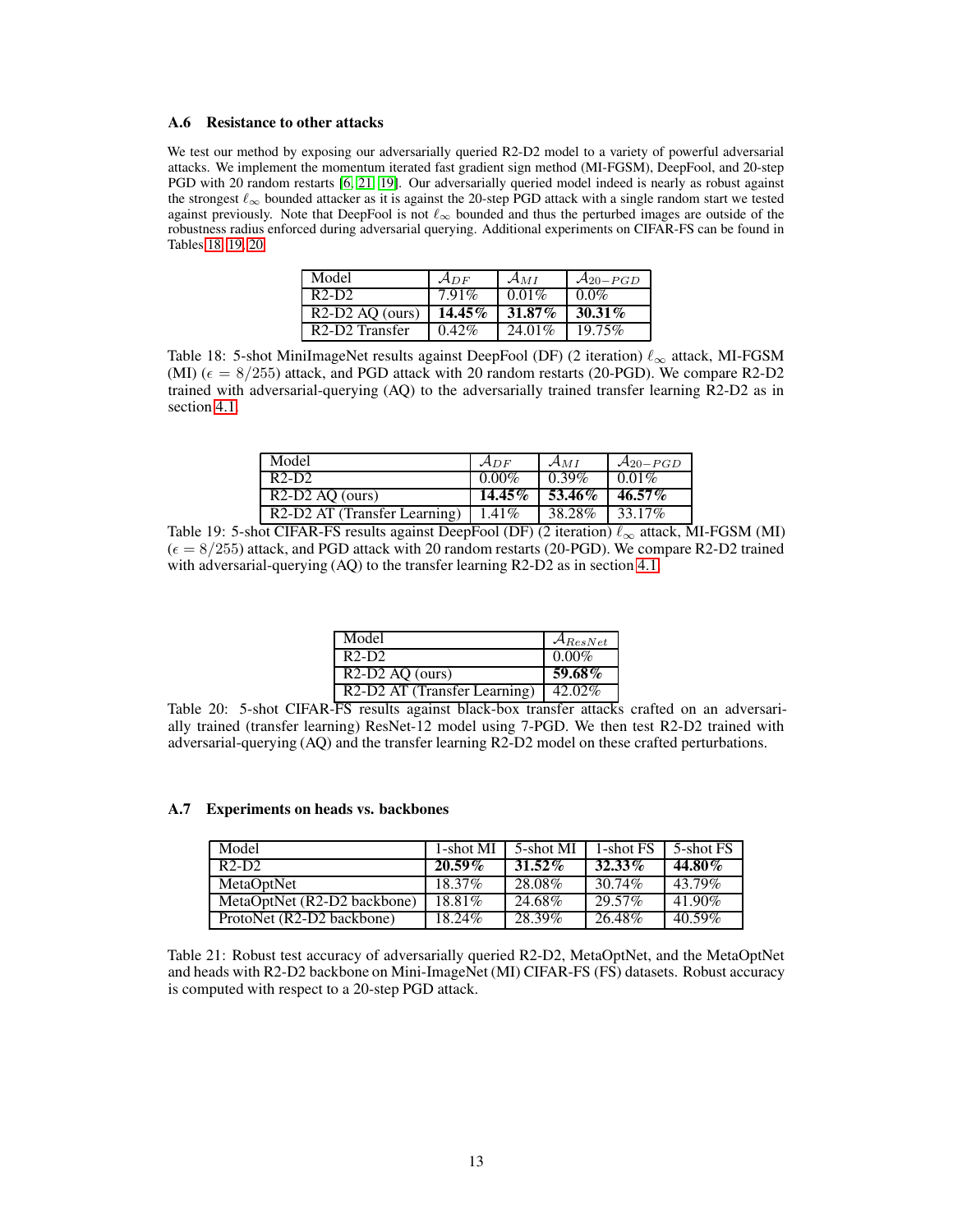### A.6 Resistance to other attacks

We test our method by exposing our adversarially queried R2-D2 model to a variety of powerful adversarial attacks. We implement the momentum iterated fast gradient sign method (MI-FGSM), DeepFool, and 20-step PGD with 20 random restarts [6, 21, 19]. Our adversarially queried model indeed is nearly as robust against the strongest $\ell_\infty$ bounded attacker as it is against the 20-step PGD attack with a single random start we tested against previously. Note that DeepFool is not $\ell_\infty$ bounded and thus the perturbed images are outside of the robustness radius enforced during adversarial querying. Additional experiments on CIFAR-FS can be found in Tables 18, 19, 20.

| Model | $\mathcal{A}_{DF}$ | $\mathcal{A}_{MI}$ | $\mathcal{A}_{20-PGD}$ |
|---|---|---|---|
| R2-D2 | 7.91% | 0.01% | 0.0% |
| R2-D2 AQ (ours) | **14.45%** | **31.87%** | **30.31%** |
| R2-D2 Transfer | 0.42% | 24.01% | 19.75% |

Table 18: 5-shot MiniImageNet results against DeepFool (DF) (2 iteration) $\ell_\infty$ attack, MI-FGSM (MI) ($\epsilon = 8/255$) attack, and PGD attack with 20 random restarts (20-PGD). We compare R2-D2 trained with adversarial-querying (AQ) to the adversarially trained transfer learning R2-D2 as in section 4.1.

| Model | $\mathcal{A}_{DF}$ | $\mathcal{A}_{MI}$ | $\mathcal{A}_{20-PGD}$ |
|---|---|---|---|
| R2-D2 | 0.00% | 0.39% | 0.01% |
| R2-D2 AQ (ours) | **14.45%** | **53.46%** | **46.57%** |
| R2-D2 AT (Transfer Learning) | 1.41% | 38.28% | 33.17% |

Table 19: 5-shot CIFAR-FS results against DeepFool (DF) (2 iteration) $\ell_\infty$ attack, MI-FGSM (MI) ($\epsilon = 8/255$) attack, and PGD attack with 20 random restarts (20-PGD). We compare R2-D2 trained with adversarial-querying (AQ) to the transfer learning R2-D2 as in section 4.1.

| Model | $\mathcal{A}_{ResNet}$ |
|---|---|
| R2-D2 | 0.00% |
| R2-D2 AQ (ours) | **59.68%** |
| R2-D2 AT (Transfer Learning) | 42.02% |

Table 20: 5-shot CIFAR-FS results against black-box transfer attacks crafted on an adversarially trained (transfer learning) ResNet-12 model using 7-PGD. We then test R2-D2 trained with adversarial-querying (AQ) and the transfer learning R2-D2 model on these crafted perturbations.

### A.7 Experiments on heads vs. backbones

| Model | 1-shot MI | 5-shot MI | 1-shot FS | 5-shot FS |
|---|---|---|---|---|
| R2-D2 | **20.59%** | **31.52%** | **32.33%** | **44.80%** |
| MetaOptNet | 18.37% | 28.08% | 30.74% | 43.79% |
| MetaOptNet (R2-D2 backbone) | 18.81% | 24.68% | 29.57% | 41.90% |
| ProtoNet (R2-D2 backbone) | 18.24% | 28.39% | 26.48% | 40.59% |

Table 21: Robust test accuracy of adversarially queried R2-D2, MetaOptNet, and the MetaOptNet and heads with R2-D2 backbone on Mini-ImageNet (MI) CIFAR-FS (FS) datasets. Robust accuracy is computed with respect to a 20-step PGD attack.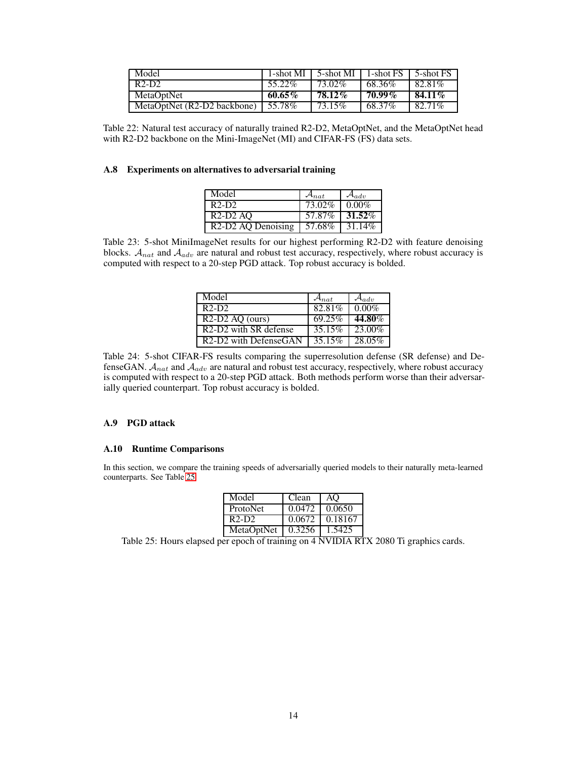| Model | 1-shot MI | 5-shot MI | 1-shot FS | 5-shot FS |
|---|---|---|---|---|
| R2-D2 | 55.22% | 73.02% | 68.36% | 82.81% |
| MetaOptNet | **60.65%** | **78.12%** | **70.99%** | **84.11%** |
| MetaOptNet (R2-D2 backbone) | 55.78% | 73.15% | 68.37% | 82.71% |

Table 22: Natural test accuracy of naturally trained R2-D2, MetaOptNet, and the MetaOptNet head with R2-D2 backbone on the Mini-ImageNet (MI) and CIFAR-FS (FS) data sets.

### A.8 Experiments on alternatives to adversarial training

| Model | $\mathcal{A}_{nat}$ | $\mathcal{A}_{adv}$ |
|---|---|---|
| R2-D2 | 73.02% | 0.00% |
| R2-D2 AQ | 57.87% | **31.52**% |
| R2-D2 AQ Denoising | 57.68% | 31.14% |

Table 23: 5-shot MiniImageNet results for our highest performing R2-D2 with feature denoising blocks. $\mathcal{A}_{nat}$ and $\mathcal{A}_{adv}$ are natural and robust test accuracy, respectively, where robust accuracy is computed with respect to a 20-step PGD attack. Top robust accuracy is bolded.

| Model | $\mathcal{A}_{nat}$ | $\mathcal{A}_{adv}$ |
|---|---|---|
| R2-D2 | 82.81% | 0.00% |
| R2-D2 AQ (ours) | 69.25% | **44.80**% |
| R2-D2 with SR defense | 35.15% | 23.00% |
| R2-D2 with DefenseGAN | 35.15% | 28.05% |

Table 24: 5-shot CIFAR-FS results comparing the superresolution defense (SR defense) and DefenseGAN. $\mathcal{A}_{nat}$ and $\mathcal{A}_{adv}$ are natural and robust test accuracy, respectively, where robust accuracy is computed with respect to a 20-step PGD attack. Both methods perform worse than their adversarially queried counterpart. Top robust accuracy is bolded.

### A.9 PGD attack

### A.10 Runtime Comparisons

In this section, we compare the training speeds of adversarially queried models to their naturally meta-learned counterparts. See Table 25.

| Model | Clean | AQ |
|---|---|---|
| ProtoNet | 0.0472 | 0.0650 |
| R2-D2 | 0.0672 | 0.18167 |
| MetaOptNet | 0.3256 | 1.5425 |

Table 25: Hours elapsed per epoch of training on 4 NVIDIA RTX 2080 Ti graphics cards.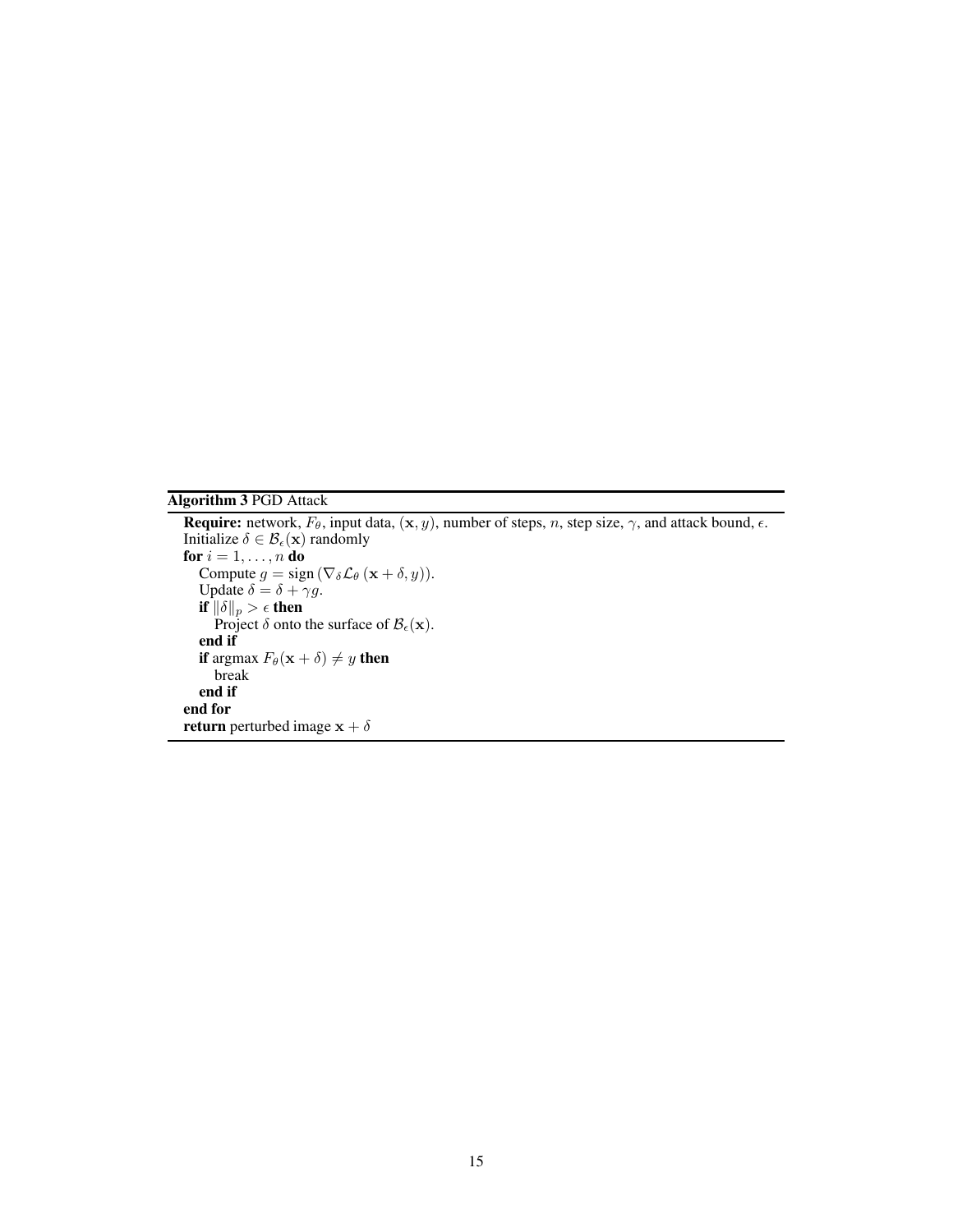**Algorithm 3** PGD Attack

**Require:** network, $F_\theta$, input data, $(\mathbf{x}, y)$, number of steps, $n$, step size, $\gamma$, and attack bound, $\epsilon$.

Initialize $\delta \in \mathcal{B}_\epsilon(\mathbf{x})$ randomly

**for** $i = 1, \ldots, n$ **do**

  Compute $g = \text{sign}\left(\nabla_\delta \mathcal{L}_\theta\left(\mathbf{x} + \delta, y\right)\right)$.

  Update $\delta = \delta + \gamma g$.

  **if** $\|\delta\|_p > \epsilon$ **then**

    Project $\delta$ onto the surface of $\mathcal{B}_\epsilon(\mathbf{x})$.

  **end if**

  **if** argmax $F_\theta(\mathbf{x} + \delta) \neq y$ **then**

    break

  **end if**

**end for**

**return** perturbed image $\mathbf{x} + \delta$